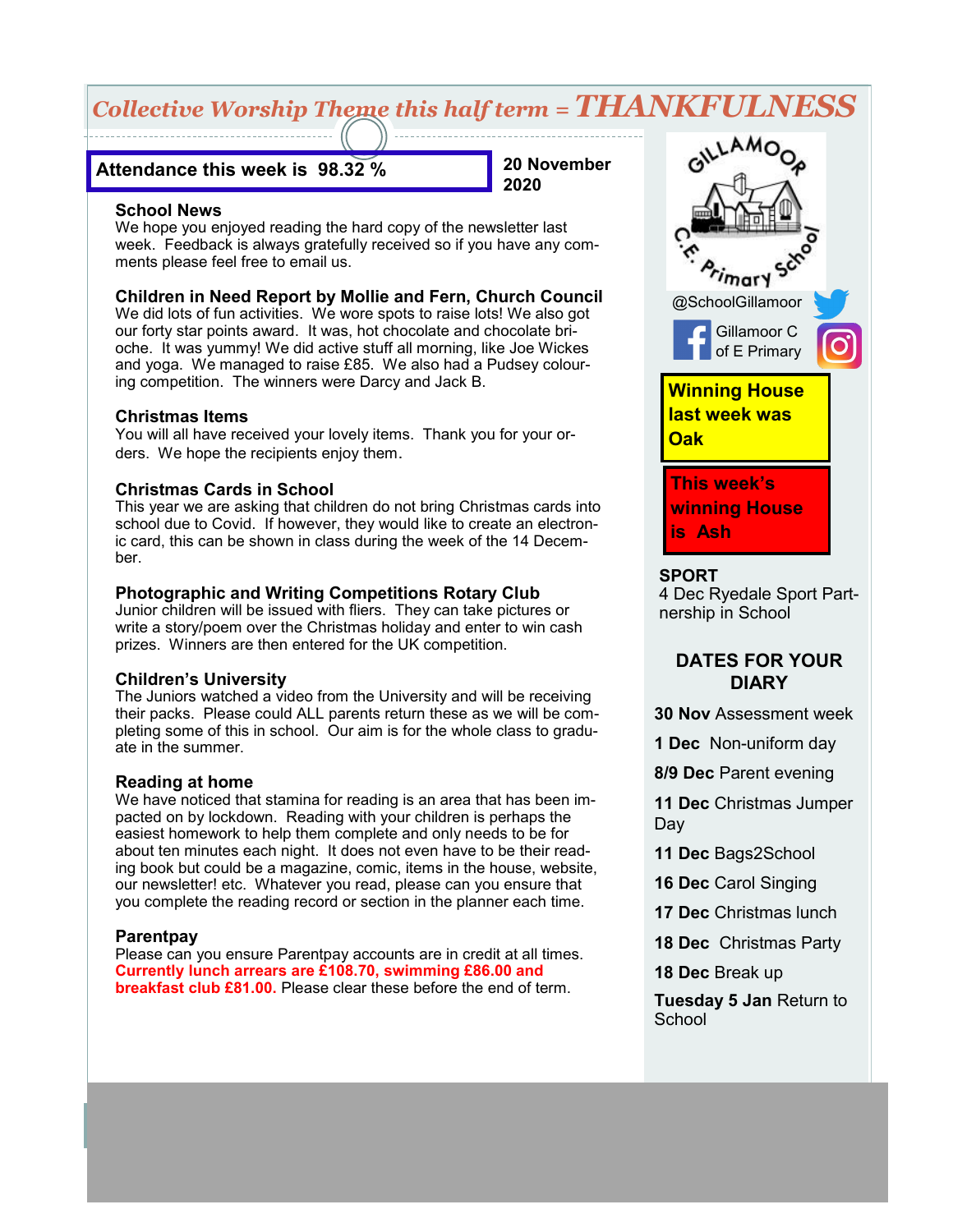# *Collective Worship Theme this half term = THANKFULNESS*

**Attendance this week is 98.32 %**

**20 November 2020**

### School News

We hope you enjoyed reading the hard copy of the newsletter last week. Feedback is always gratefully received so if you have any comments please feel free to email us.

### Children in Need Report by Mollie and Fern, Church Council

We did lots of fun activities. We wore spots to raise lots! We also got our forty star points award. It was, hot chocolate and chocolate brioche. It was yummy! We did active stuff all morning, like Joe Wickes and yoga. We managed to raise £85. We also had a Pudsey colouring competition. The winners were Darcy and Jack B.

### Christmas Items

You will all have received your lovely items. Thank you for your orders. We hope the recipients enjoy them.

### Christmas Cards in School

This year we are asking that children do not bring Christmas cards into school due to Covid. If however, they would like to create an electronic card, this can be shown in class during the week of the 14 December.

### Photographic and Writing Competitions Rotary Club

Junior children will be issued with fliers. They can take pictures or write a story/poem over the Christmas holiday and enter to win cash prizes. Winners are then entered for the UK competition.

### Children's University

The Juniors watched a video from the University and will be receiving their packs. Please could ALL parents return these as we will be completing some of this in school. Our aim is for the whole class to graduate in the summer.

### Reading at home

We have noticed that stamina for reading is an area that has been impacted on by lockdown. Reading with your children is perhaps the easiest homework to help them complete and only needs to be for about ten minutes each night. It does not even have to be their reading book but could be a magazine, comic, items in the house, website, our newsletter! etc. Whatever you read, please can you ensure that you complete the reading record or section in the planner each time.

### Parentpay

Please can you ensure Parentpay accounts are in credit at all times. **Currently lunch arrears are £108.70, swimming £86.00 and breakfast club £81.00.** Please clear these before the end of term.

---

Gillamoor C.E. Primary School

@SchoolGillamoor

Gillamoor C of E Primary

**Winning House last week was Oak**

**This week's winning House is Ash**

### SPORT

4 Dec Ryedale Sport Partnership in School

### DATES FOR YOUR DIARY

**30 Nov** Assessment week

**1 Dec** Non-uniform day

**8/9 Dec** Parent evening

**11 Dec** Christmas Jumper Day

**11 Dec** Bags2School

**16 Dec** Carol Singing

**17 Dec** Christmas lunch

**18 Dec** Christmas Party

**18 Dec** Break up

**Tuesday 5 Jan** Return to School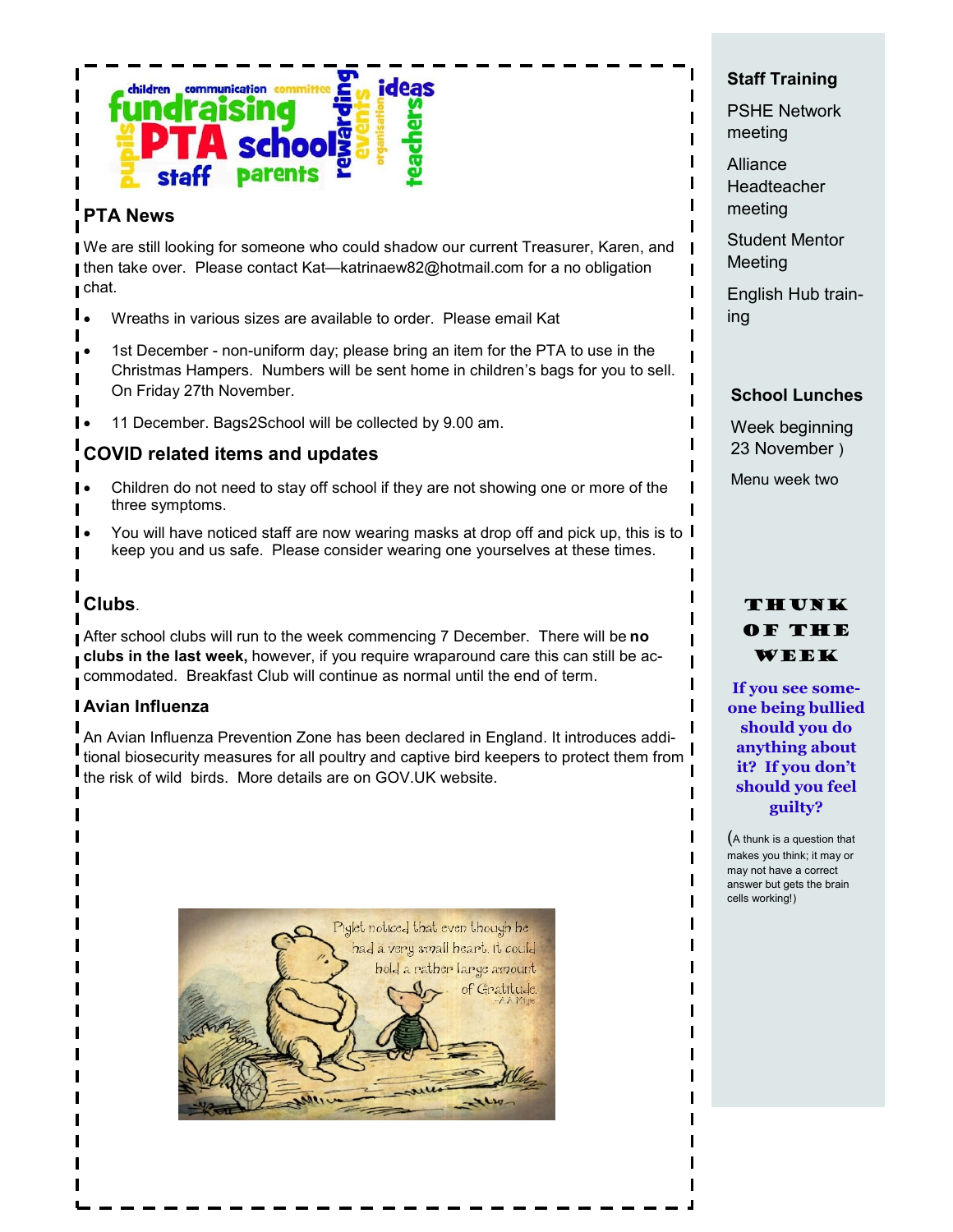## PTA News

We are still looking for someone who could shadow our current Treasurer, Karen, and then take over. Please contact Kat—katrinaew82@hotmail.com for a no obligation chat.

- Wreaths in various sizes are available to order. Please email Kat
- 1st December - non-uniform day; please bring an item for the PTA to use in the Christmas Hampers. Numbers will be sent home in children's bags for you to sell. On Friday 27th November.
- 11 December. Bags2School will be collected by 9.00 am.

## COVID related items and updates

- Children do not need to stay off school if they are not showing one or more of the three symptoms.
- You will have noticed staff are now wearing masks at drop off and pick up, this is to keep you and us safe. Please consider wearing one yourselves at these times.

## Clubs.

After school clubs will run to the week commencing 7 December. There will be **no clubs in the last week,** however, if you require wraparound care this can still be accommodated. Breakfast Club will continue as normal until the end of term.

### Avian Influenza

An Avian Influenza Prevention Zone has been declared in England. It introduces additional biosecurity measures for all poultry and captive bird keepers to protect them from the risk of wild birds. More details are on GOV.UK website.

### Staff Training

PSHE Network meeting

Alliance Headteacher meeting

Student Mentor Meeting

English Hub training

### School Lunches

Week beginning 23 November )

Menu week two

### THUNK OF THE WEEK

**If you see someone being bullied should you do anything about it? If you don't should you feel guilty?**

(A thunk is a question that makes you think; it may or may not have a correct answer but gets the brain cells working!)